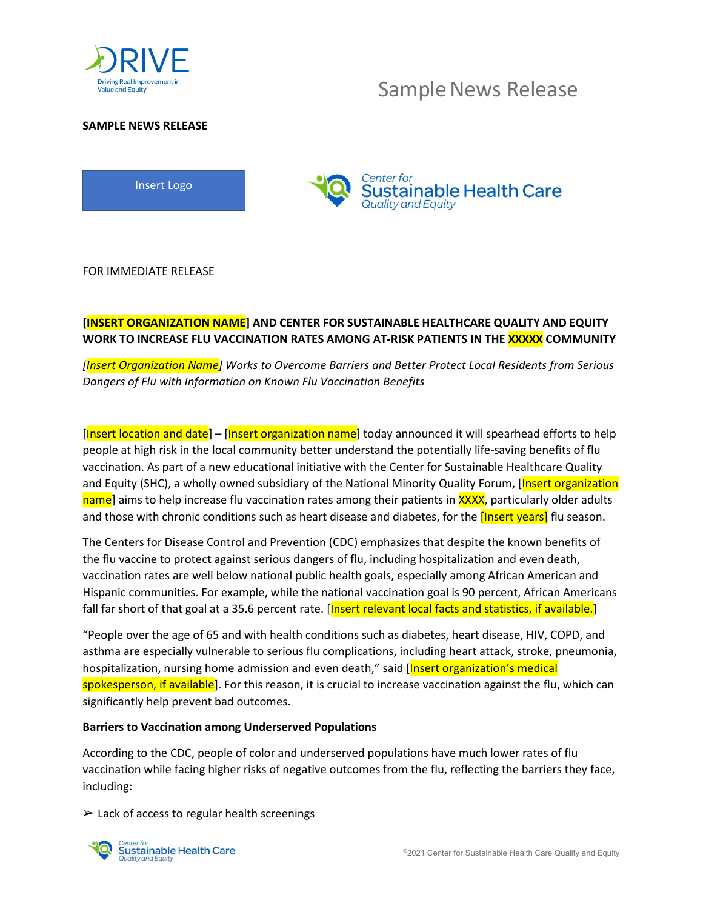Sample News Release

**SAMPLE NEWS RELEASE**

Insert Logo

FOR IMMEDIATE RELEASE

**[INSERT ORGANIZATION NAME] AND CENTER FOR SUSTAINABLE HEALTHCARE QUALITY AND EQUITY WORK TO INCREASE FLU VACCINATION RATES AMONG AT-RISK PATIENTS IN THE XXXXX COMMUNITY**

*[Insert Organization Name] Works to Overcome Barriers and Better Protect Local Residents from Serious Dangers of Flu with Information on Known Flu Vaccination Benefits*

[Insert location and date] – [Insert organization name] today announced it will spearhead efforts to help people at high risk in the local community better understand the potentially life-saving benefits of flu vaccination. As part of a new educational initiative with the Center for Sustainable Healthcare Quality and Equity (SHC), a wholly owned subsidiary of the National Minority Quality Forum, [Insert organization name] aims to help increase flu vaccination rates among their patients in XXXX, particularly older adults and those with chronic conditions such as heart disease and diabetes, for the [Insert years] flu season.

The Centers for Disease Control and Prevention (CDC) emphasizes that despite the known benefits of the flu vaccine to protect against serious dangers of flu, including hospitalization and even death, vaccination rates are well below national public health goals, especially among African American and Hispanic communities. For example, while the national vaccination goal is 90 percent, African Americans fall far short of that goal at a 35.6 percent rate. [Insert relevant local facts and statistics, if available.]

"People over the age of 65 and with health conditions such as diabetes, heart disease, HIV, COPD, and asthma are especially vulnerable to serious flu complications, including heart attack, stroke, pneumonia, hospitalization, nursing home admission and even death," said [Insert organization's medical spokesperson, if available]. For this reason, it is crucial to increase vaccination against the flu, which can significantly help prevent bad outcomes.

**Barriers to Vaccination among Underserved Populations**

According to the CDC, people of color and underserved populations have much lower rates of flu vaccination while facing higher risks of negative outcomes from the flu, reflecting the barriers they face, including:

- Lack of access to regular health screenings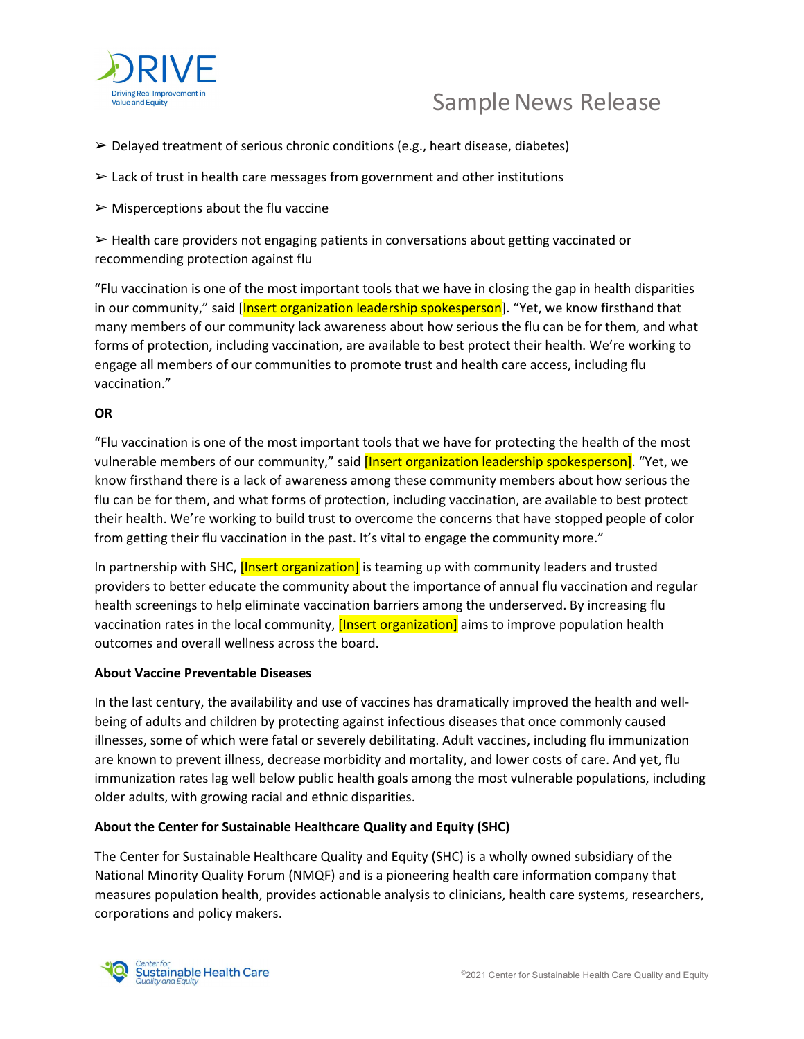- ➢ Delayed treatment of serious chronic conditions (e.g., heart disease, diabetes)
- ➢ Lack of trust in health care messages from government and other institutions
- ➢ Misperceptions about the flu vaccine
- ➢ Health care providers not engaging patients in conversations about getting vaccinated or recommending protection against flu

"Flu vaccination is one of the most important tools that we have in closing the gap in health disparities in our community," said [Insert organization leadership spokesperson]. "Yet, we know firsthand that many members of our community lack awareness about how serious the flu can be for them, and what forms of protection, including vaccination, are available to best protect their health. We're working to engage all members of our communities to promote trust and health care access, including flu vaccination."

**OR**

"Flu vaccination is one of the most important tools that we have for protecting the health of the most vulnerable members of our community," said [Insert organization leadership spokesperson]. "Yet, we know firsthand there is a lack of awareness among these community members about how serious the flu can be for them, and what forms of protection, including vaccination, are available to best protect their health. We're working to build trust to overcome the concerns that have stopped people of color from getting their flu vaccination in the past. It's vital to engage the community more."

In partnership with SHC, [Insert organization] is teaming up with community leaders and trusted providers to better educate the community about the importance of annual flu vaccination and regular health screenings to help eliminate vaccination barriers among the underserved. By increasing flu vaccination rates in the local community, [Insert organization] aims to improve population health outcomes and overall wellness across the board.

**About Vaccine Preventable Diseases**

In the last century, the availability and use of vaccines has dramatically improved the health and well-being of adults and children by protecting against infectious diseases that once commonly caused illnesses, some of which were fatal or severely debilitating. Adult vaccines, including flu immunization are known to prevent illness, decrease morbidity and mortality, and lower costs of care. And yet, flu immunization rates lag well below public health goals among the most vulnerable populations, including older adults, with growing racial and ethnic disparities.

**About the Center for Sustainable Healthcare Quality and Equity (SHC)**

The Center for Sustainable Healthcare Quality and Equity (SHC) is a wholly owned subsidiary of the National Minority Quality Forum (NMQF) and is a pioneering health care information company that measures population health, provides actionable analysis to clinicians, health care systems, researchers, corporations and policy makers.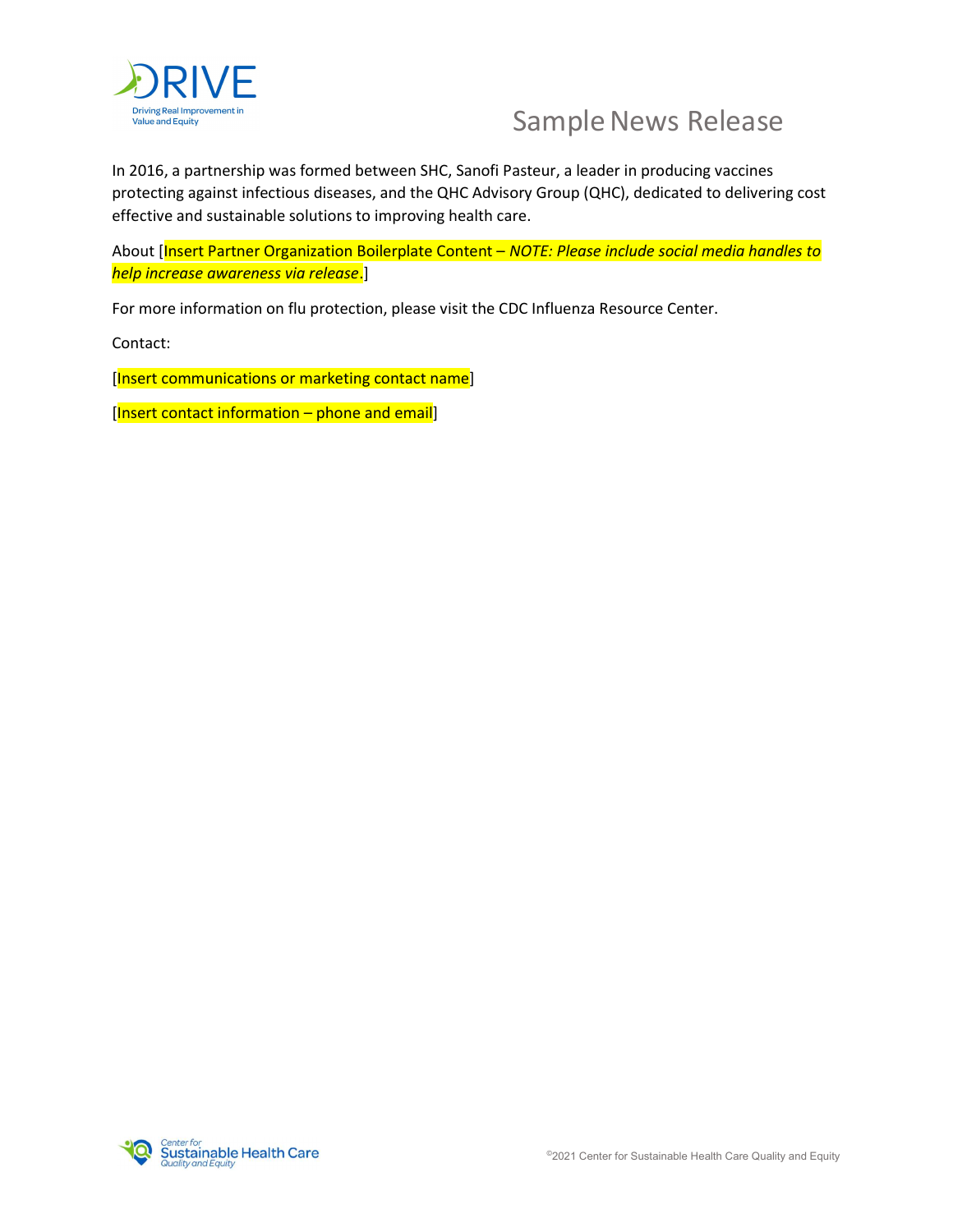In 2016, a partnership was formed between SHC, Sanofi Pasteur, a leader in producing vaccines protecting against infectious diseases, and the QHC Advisory Group (QHC), dedicated to delivering cost effective and sustainable solutions to improving health care.

About [Insert Partner Organization Boilerplate Content – *NOTE: Please include social media handles to help increase awareness via release*.]

For more information on flu protection, please visit the CDC Influenza Resource Center.

Contact:

[Insert communications or marketing contact name]

[Insert contact information – phone and email]